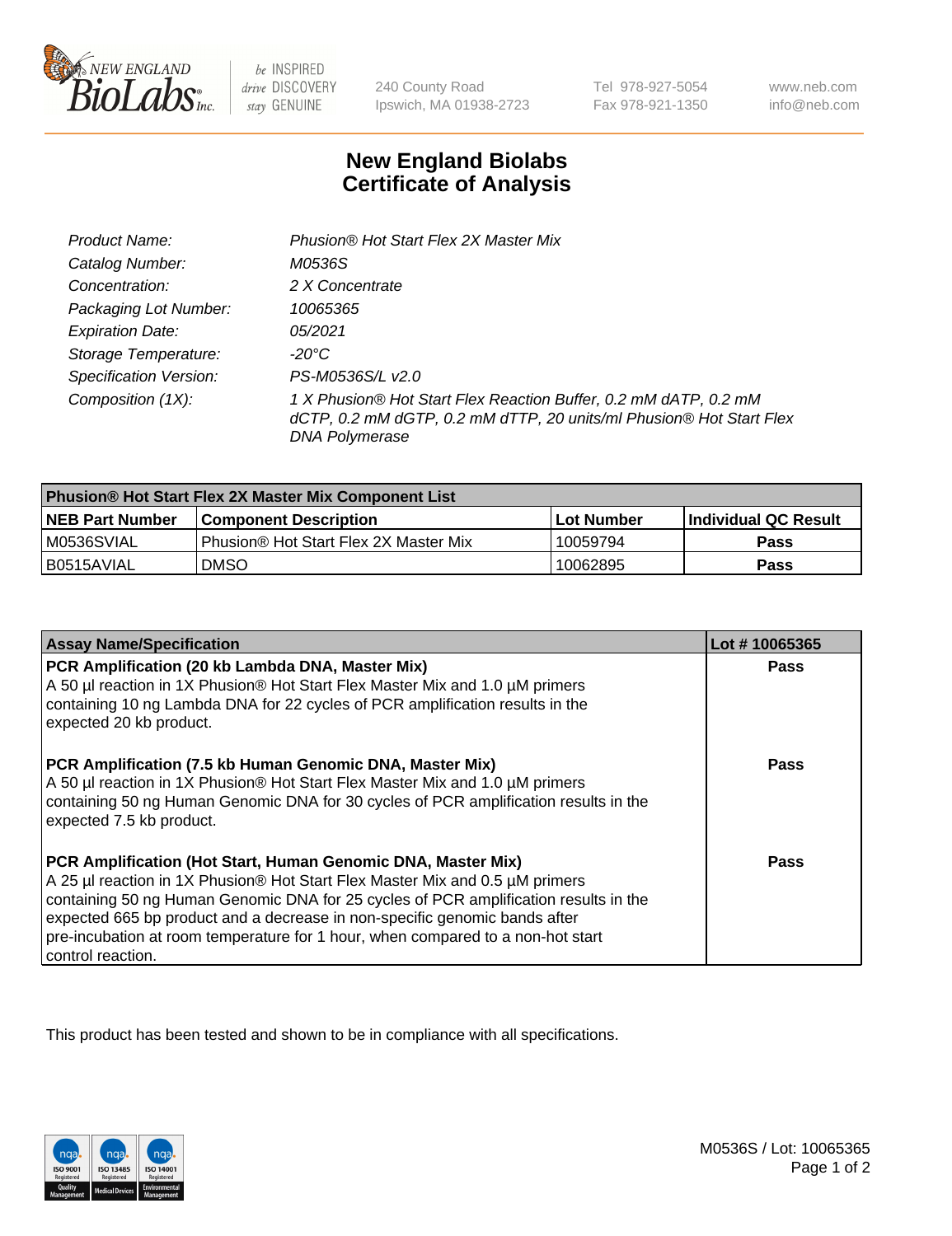New England Biolabs — be INSPIRED drive DISCOVERY stay GENUINE — 240 County Road, Ipswich, MA 01938-2723 — Tel 978-927-5054, Fax 978-921-1350 — www.neb.com, info@neb.com

# New England Biolabs Certificate of Analysis

| | |
|---|---|
| *Product Name:* | *Phusion® Hot Start Flex 2X Master Mix* |
| *Catalog Number:* | *M0536S* |
| *Concentration:* | *2 X Concentrate* |
| *Packaging Lot Number:* | *10065365* |
| *Expiration Date:* | *05/2021* |
| *Storage Temperature:* | *-20°C* |
| *Specification Version:* | *PS-M0536S/L v2.0* |
| *Composition (1X):* | *1 X Phusion® Hot Start Flex Reaction Buffer, 0.2 mM dATP, 0.2 mM dCTP, 0.2 mM dGTP, 0.2 mM dTTP, 20 units/ml Phusion® Hot Start Flex DNA Polymerase* |

| **Phusion® Hot Start Flex 2X Master Mix Component List** | | | |
|---|---|---|---|
| **NEB Part Number** | **Component Description** | **Lot Number** | **Individual QC Result** |
| M0536SVIAL | Phusion® Hot Start Flex 2X Master Mix | 10059794 | **Pass** |
| B0515AVIAL | DMSO | 10062895 | **Pass** |

| **Assay Name/Specification** | **Lot # 10065365** |
|---|---|
| **PCR Amplification (20 kb Lambda DNA, Master Mix)** A 50 µl reaction in 1X Phusion® Hot Start Flex Master Mix and 1.0 µM primers containing 10 ng Lambda DNA for 22 cycles of PCR amplification results in the expected 20 kb product. | **Pass** |
| **PCR Amplification (7.5 kb Human Genomic DNA, Master Mix)** A 50 µl reaction in 1X Phusion® Hot Start Flex Master Mix and 1.0 µM primers containing 50 ng Human Genomic DNA for 30 cycles of PCR amplification results in the expected 7.5 kb product. | **Pass** |
| **PCR Amplification (Hot Start, Human Genomic DNA, Master Mix)** A 25 µl reaction in 1X Phusion® Hot Start Flex Master Mix and 0.5 µM primers containing 50 ng Human Genomic DNA for 25 cycles of PCR amplification results in the expected 665 bp product and a decrease in non-specific genomic bands after pre-incubation at room temperature for 1 hour, when compared to a non-hot start control reaction. | **Pass** |

This product has been tested and shown to be in compliance with all specifications.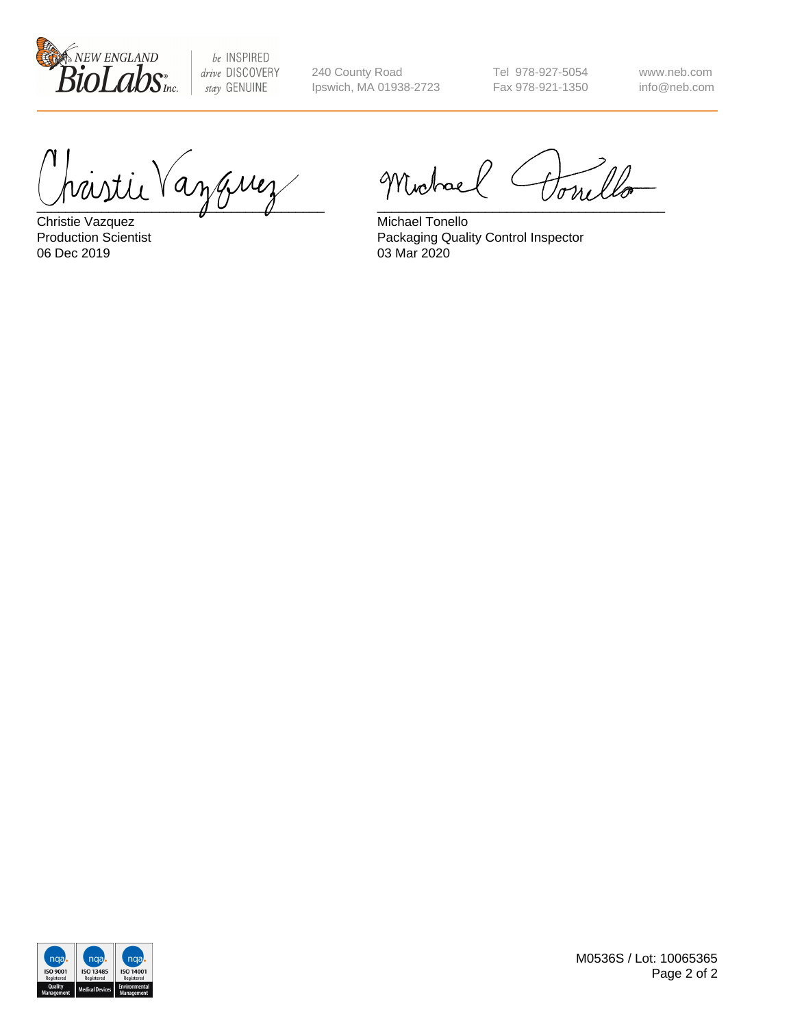NEW ENGLAND BioLabs Inc.

be INSPIRED
drive DISCOVERY
stay GENUINE

240 County Road
Ipswich, MA 01938-2723

Tel 978-927-5054
Fax 978-921-1350

www.neb.com
info@neb.com

Christie Vazquez
Production Scientist
06 Dec 2019

Michael Tonello
Packaging Quality Control Inspector
03 Mar 2020

ISO 9001 Registered Quality Management
ISO 13485 Registered Medical Devices
ISO 14001 Registered Environmental Management

M0536S / Lot: 10065365